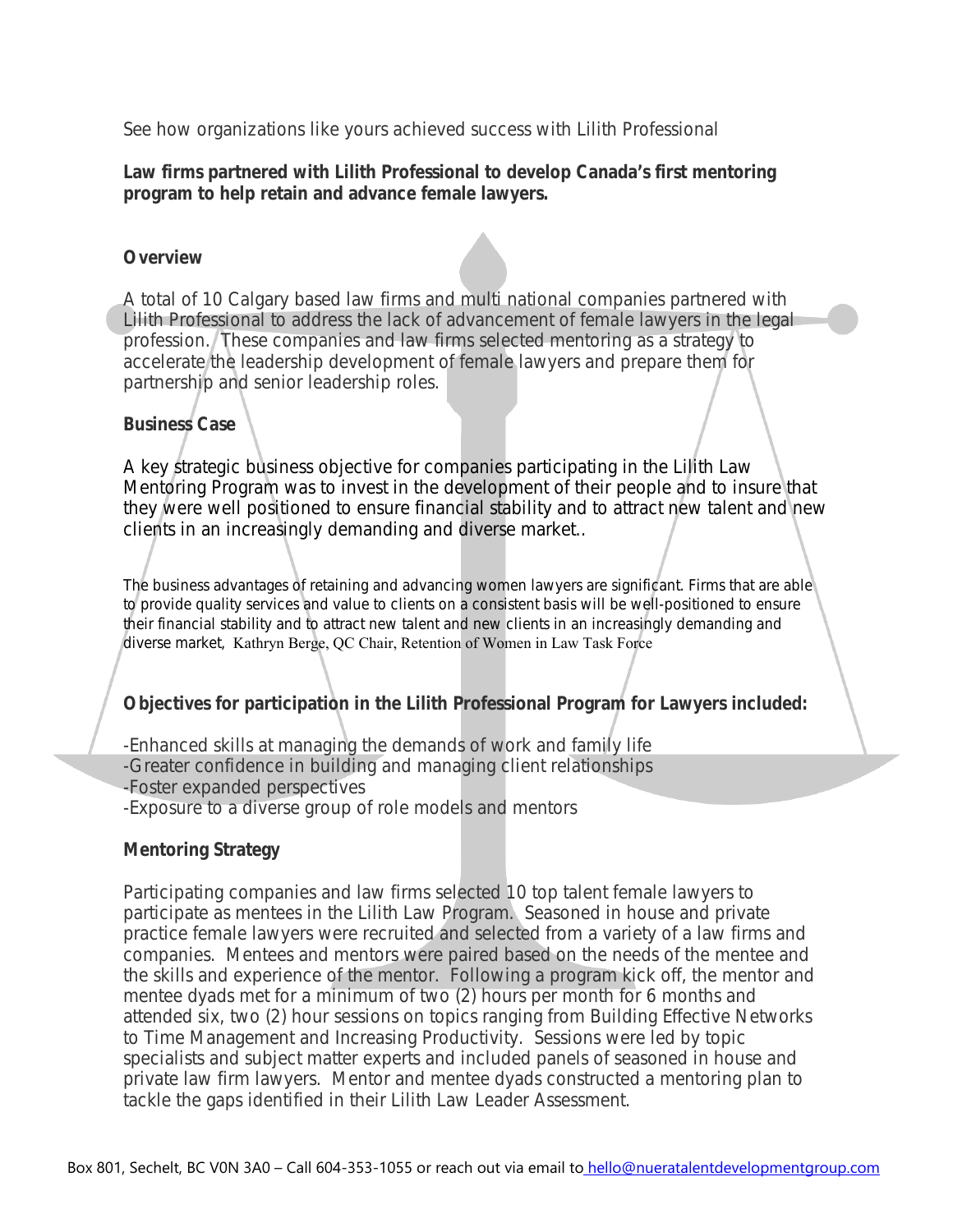See how organizations like yours achieved success with Lilith Professional

**Law firms partnered with Lilith Professional to develop Canada's first mentoring program to help retain and advance female lawyers.**

## Overview

A total of 10 Calgary based law firms and multi national companies partnered with Lilith Professional to address the lack of advancement of female lawyers in the legal profession. These companies and law firms selected mentoring as a strategy to accelerate the leadership development of female lawyers and prepare them for partnership and senior leadership roles.

## Business Case

A key strategic business objective for companies participating in the Lilith Law Mentoring Program was to invest in the development of their people and to insure that they were well positioned to ensure financial stability and to attract new talent and new clients in an increasingly demanding and diverse market..

The business advantages of retaining and advancing women lawyers are significant. Firms that are able to provide quality services and value to clients on a consistent basis will be well-positioned to ensure their financial stability and to attract new talent and new clients in an increasingly demanding and diverse market, Kathryn Berge, QC Chair, Retention of Women in Law Task Force

## Objectives for participation in the Lilith Professional Program for Lawyers included:

-Enhanced skills at managing the demands of work and family life
-Greater confidence in building and managing client relationships
-Foster expanded perspectives
-Exposure to a diverse group of role models and mentors

## Mentoring Strategy

Participating companies and law firms selected 10 top talent female lawyers to participate as mentees in the Lilith Law Program. Seasoned in house and private practice female lawyers were recruited and selected from a variety of a law firms and companies. Mentees and mentors were paired based on the needs of the mentee and the skills and experience of the mentor. Following a program kick off, the mentor and mentee dyads met for a minimum of two (2) hours per month for 6 months and attended six, two (2) hour sessions on topics ranging from Building Effective Networks to Time Management and Increasing Productivity. Sessions were led by topic specialists and subject matter experts and included panels of seasoned in house and private law firm lawyers. Mentor and mentee dyads constructed a mentoring plan to tackle the gaps identified in their Lilith Law Leader Assessment.

Box 801, Sechelt, BC V0N 3A0 – Call 604-353-1055 or reach out via email to hello@nueratalentdevelopmentgroup.com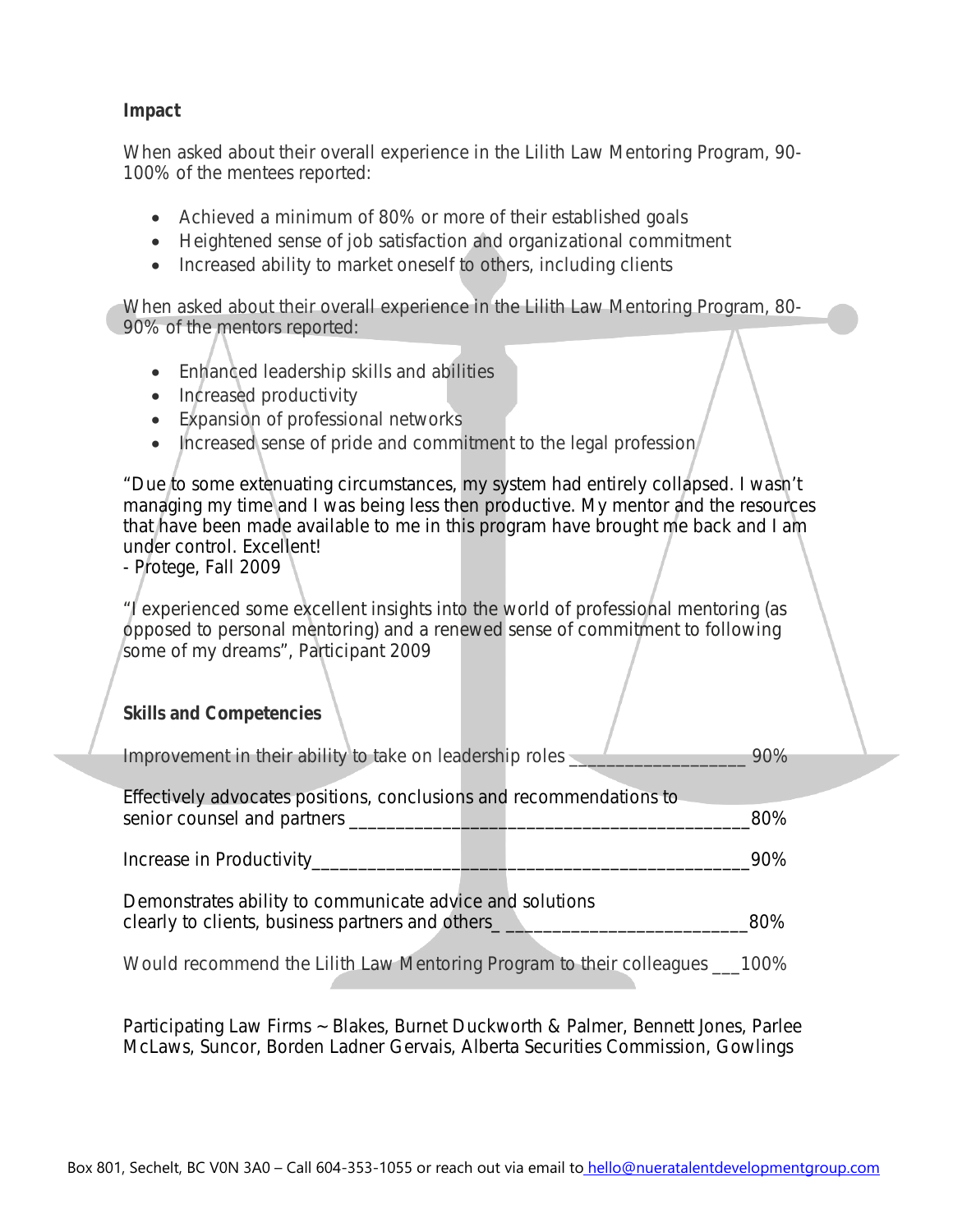**Impact**

When asked about their overall experience in the Lilith Law Mentoring Program, 90-100% of the mentees reported:

- Achieved a minimum of 80% or more of their established goals
- Heightened sense of job satisfaction and organizational commitment
- Increased ability to market oneself to others, including clients

When asked about their overall experience in the Lilith Law Mentoring Program, 80-90% of the mentors reported:

- Enhanced leadership skills and abilities
- Increased productivity
- Expansion of professional networks
- Increased sense of pride and commitment to the legal profession

"Due to some extenuating circumstances, my system had entirely collapsed. I wasn't managing my time and I was being less then productive. My mentor and the resources that have been made available to me in this program have brought me back and I am under control. Excellent!
- Protege, Fall 2009

"I experienced some excellent insights into the world of professional mentoring (as opposed to personal mentoring) and a renewed sense of commitment to following some of my dreams", Participant 2009

**Skills and Competencies**

Improvement in their ability to take on leadership roles ___________________ 90%

Effectively advocates positions, conclusions and recommendations to senior counsel and partners ____________________________________________80%

Increase in Productivity______________________________________________90%

Demonstrates ability to communicate advice and solutions clearly to clients, business partners and others_ _________________________80%

Would recommend the Lilith Law Mentoring Program to their colleagues ___100%

Participating Law Firms ~ Blakes, Burnet Duckworth & Palmer, Bennett Jones, Parlee McLaws, Suncor, Borden Ladner Gervais, Alberta Securities Commission, Gowlings

Box 801, Sechelt, BC V0N 3A0 – Call 604-353-1055 or reach out via email to hello@nueratalentdevelopmentgroup.com